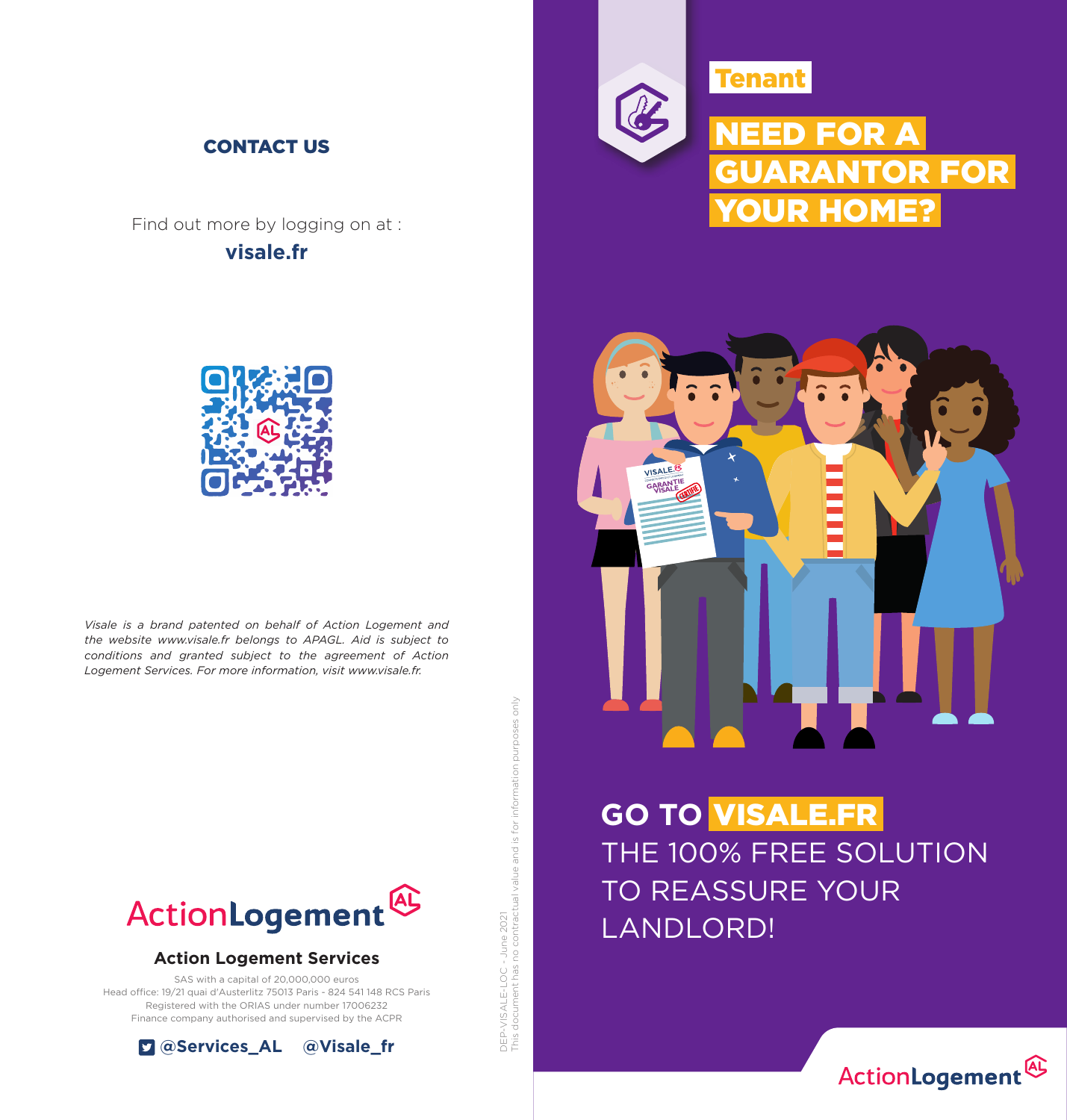## CONTACT US

Find out more by logging on at :

**visale.fr**

*Visale is a brand patented on behalf of Action Logement and the website www.visale.fr belongs to APAGL. Aid is subject to conditions and granted subject to the agreement of Action Logement Services. For more information, visit www.visale.fr.*

ActionLogement

**Action Logement Services**

SAS with a capital of 20,000,000 euros
Head office: 19/21 quai d'Austerlitz 75013 Paris - 824 541 148 RCS Paris
Registered with the ORIAS under number 17006232
Finance company authorised and supervised by the ACPR

**@Services_AL** **@Visale_fr**

DEP-VISALE-LOC - June 2021
This document has no contractual value and is for information purposes only

**Tenant**

# NEED FOR A GUARANTOR FOR YOUR HOME?

## GO TO VISALE.FR

THE 100% FREE SOLUTION TO REASSURE YOUR LANDLORD!

ActionLogement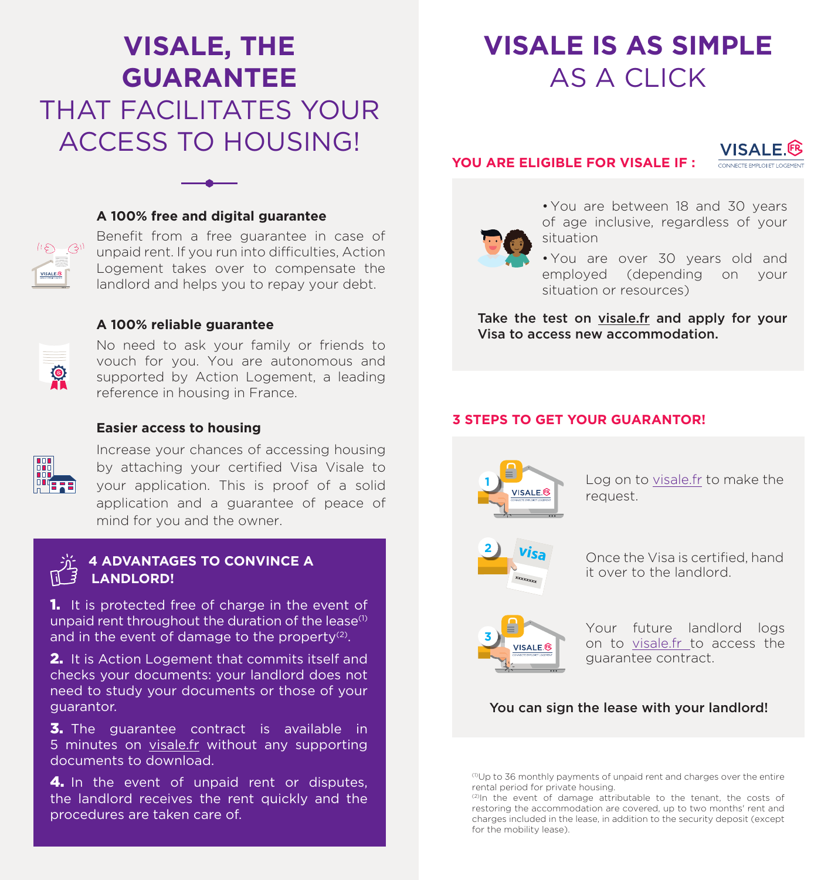# VISALE, THE GUARANTEE THAT FACILITATES YOUR ACCESS TO HOUSING!

### A 100% free and digital guarantee

Benefit from a free guarantee in case of unpaid rent. If you run into difficulties, Action Logement takes over to compensate the landlord and helps you to repay your debt.

### A 100% reliable guarantee

No need to ask your family or friends to vouch for you. You are autonomous and supported by Action Logement, a leading reference in housing in France.

### Easier access to housing

Increase your chances of accessing housing by attaching your certified Visa Visale to your application. This is proof of a solid application and a guarantee of peace of mind for you and the owner.

### 4 ADVANTAGES TO CONVINCE A LANDLORD!

**1.** It is protected free of charge in the event of unpaid rent throughout the duration of the lease[1] and in the event of damage to the property[2].

**2.** It is Action Logement that commits itself and checks your documents: your landlord does not need to study your documents or those of your guarantor.

**3.** The guarantee contract is available in 5 minutes on visale.fr without any supporting documents to download.

**4.** In the event of unpaid rent or disputes, the landlord receives the rent quickly and the procedures are taken care of.

# VISALE IS AS SIMPLE AS A CLICK

VISALE.FR
CONNECTE EMPLOI ET LOGEMENT

### YOU ARE ELIGIBLE FOR VISALE IF :

- You are between 18 and 30 years of age inclusive, regardless of your situation
- You are over 30 years old and employed (depending on your situation or resources)

**Take the test on visale.fr and apply for your Visa to access new accommodation.**

### 3 STEPS TO GET YOUR GUARANTOR!

1. Log on to visale.fr to make the request.
2. Once the Visa is certified, hand it over to the landlord.
3. Your future landlord logs on to visale.fr to access the guarantee contract.

**You can sign the lease with your landlord!**

[1] Up to 36 monthly payments of unpaid rent and charges over the entire rental period for private housing.
[2] In the event of damage attributable to the tenant, the costs of restoring the accommodation are covered, up to two months' rent and charges included in the lease, in addition to the security deposit (except for the mobility lease).